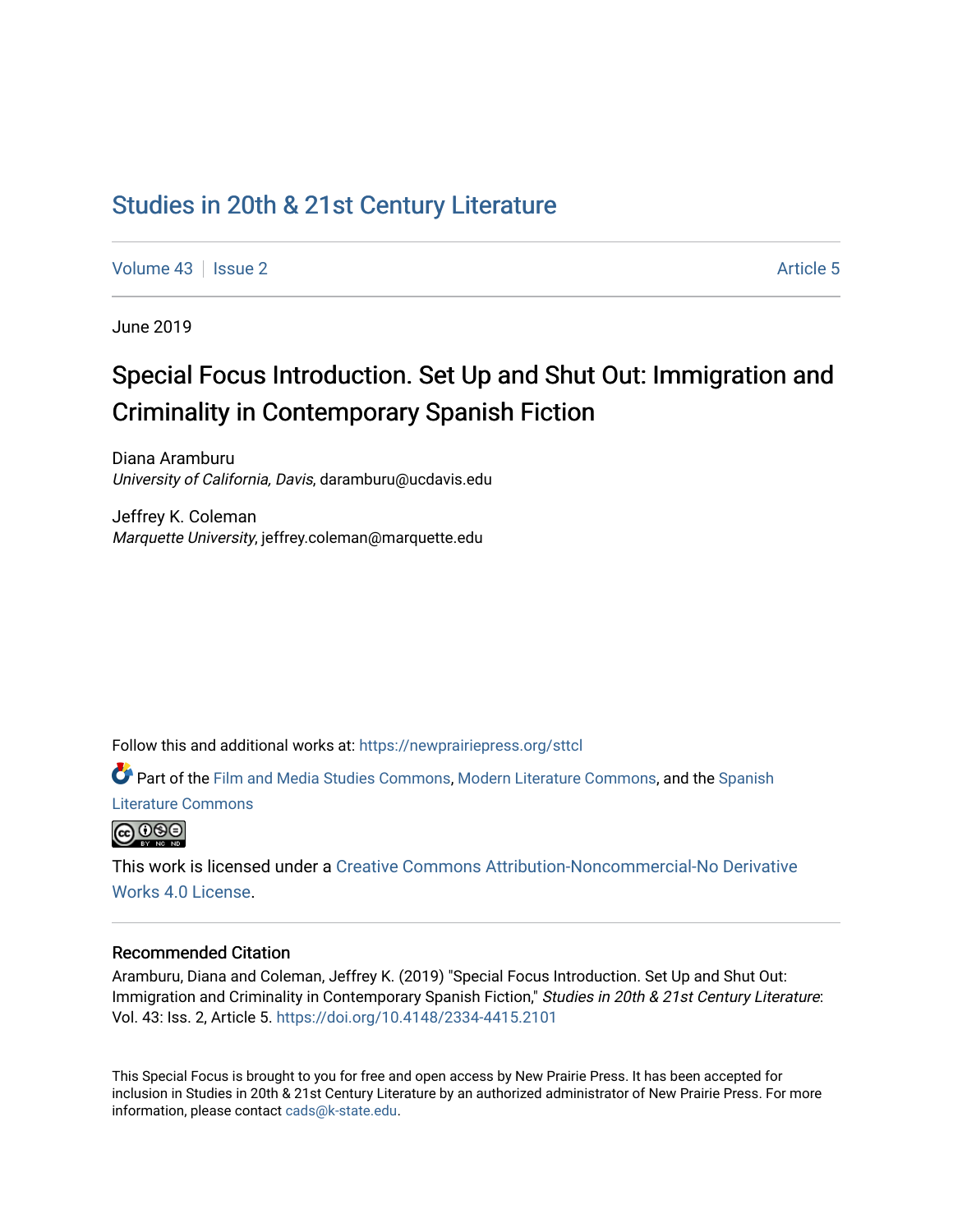# Studies in 20th & 21st Century Literature

Volume 43 | Issue 2 | Article 5

June 2019

## Special Focus Introduction. Set Up and Shut Out: Immigration and Criminality in Contemporary Spanish Fiction

Diana Aramburu
*University of California, Davis*, daramburu@ucdavis.edu

Jeffrey K. Coleman
*Marquette University*, jeffrey.coleman@marquette.edu

Follow this and additional works at: https://newprairiepress.org/sttcl

Part of the Film and Media Studies Commons, Modern Literature Commons, and the Spanish Literature Commons

This work is licensed under a Creative Commons Attribution-Noncommercial-No Derivative Works 4.0 License.

### Recommended Citation

Aramburu, Diana and Coleman, Jeffrey K. (2019) "Special Focus Introduction. Set Up and Shut Out: Immigration and Criminality in Contemporary Spanish Fiction," *Studies in 20th & 21st Century Literature*: Vol. 43: Iss. 2, Article 5. https://doi.org/10.4148/2334-4415.2101

This Special Focus is brought to you for free and open access by New Prairie Press. It has been accepted for inclusion in Studies in 20th & 21st Century Literature by an authorized administrator of New Prairie Press. For more information, please contact cads@k-state.edu.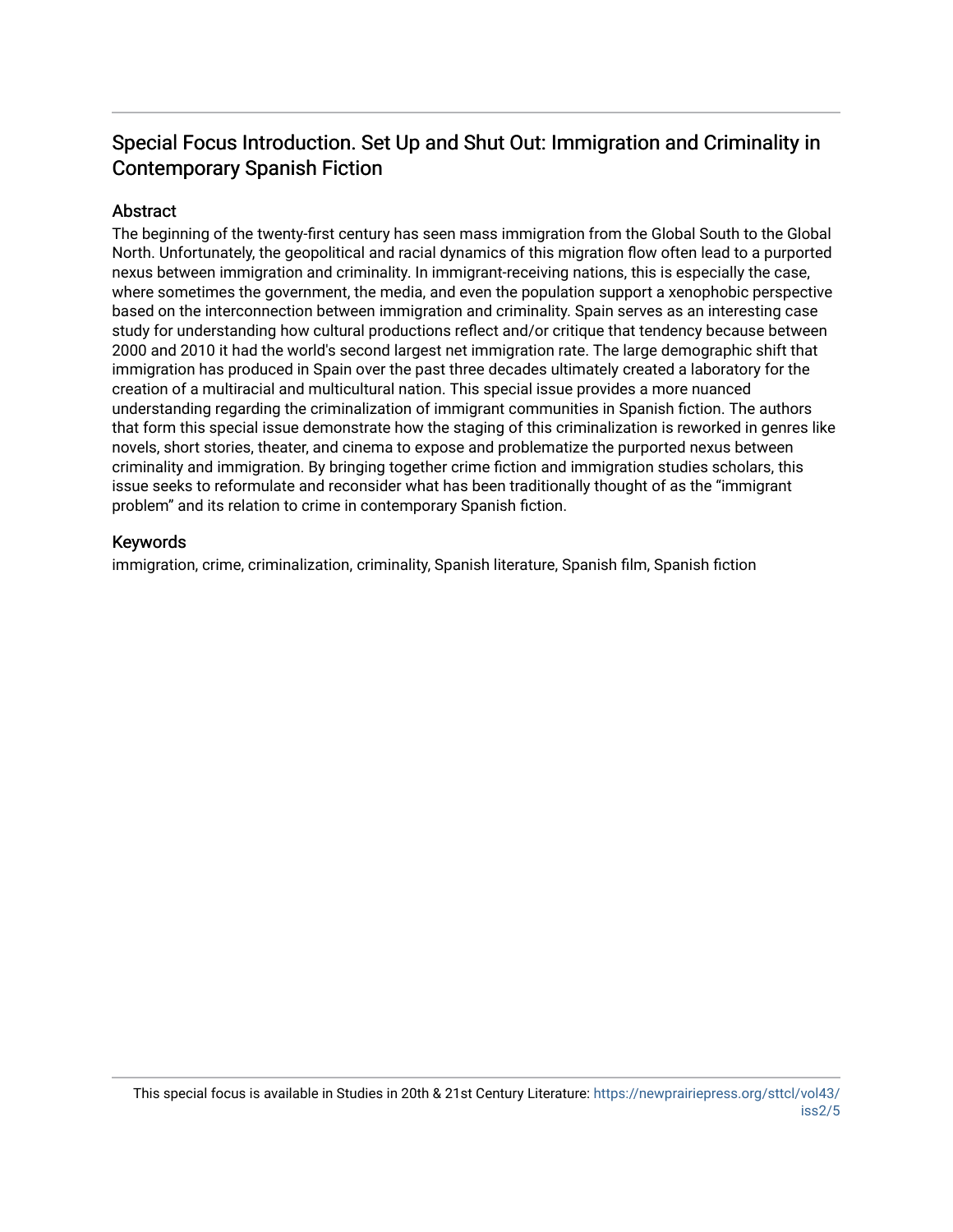## Special Focus Introduction. Set Up and Shut Out: Immigration and Criminality in Contemporary Spanish Fiction

### Abstract

The beginning of the twenty-first century has seen mass immigration from the Global South to the Global North. Unfortunately, the geopolitical and racial dynamics of this migration flow often lead to a purported nexus between immigration and criminality. In immigrant-receiving nations, this is especially the case, where sometimes the government, the media, and even the population support a xenophobic perspective based on the interconnection between immigration and criminality. Spain serves as an interesting case study for understanding how cultural productions reflect and/or critique that tendency because between 2000 and 2010 it had the world's second largest net immigration rate. The large demographic shift that immigration has produced in Spain over the past three decades ultimately created a laboratory for the creation of a multiracial and multicultural nation. This special issue provides a more nuanced understanding regarding the criminalization of immigrant communities in Spanish fiction. The authors that form this special issue demonstrate how the staging of this criminalization is reworked in genres like novels, short stories, theater, and cinema to expose and problematize the purported nexus between criminality and immigration. By bringing together crime fiction and immigration studies scholars, this issue seeks to reformulate and reconsider what has been traditionally thought of as the "immigrant problem" and its relation to crime in contemporary Spanish fiction.

### Keywords

immigration, crime, criminalization, criminality, Spanish literature, Spanish film, Spanish fiction

This special focus is available in Studies in 20th & 21st Century Literature: https://newprairiepress.org/sttcl/vol43/iss2/5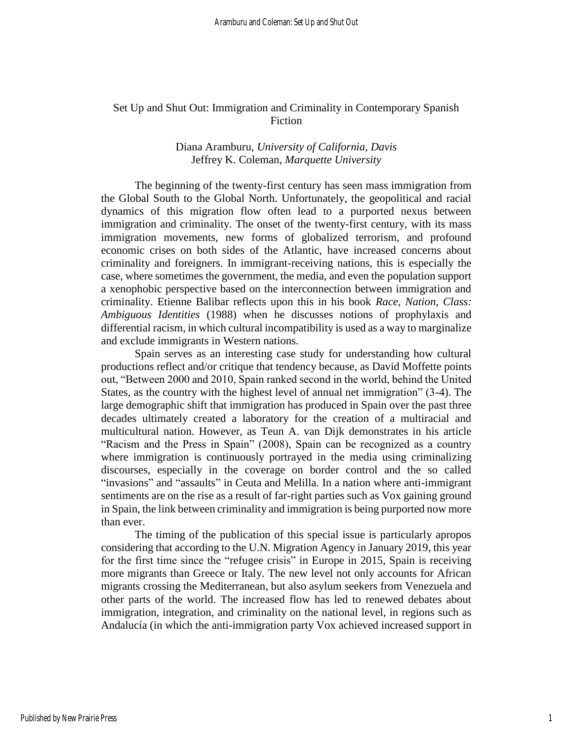# Set Up and Shut Out: Immigration and Criminality in Contemporary Spanish Fiction

Diana Aramburu, *University of California, Davis*
Jeffrey K. Coleman, *Marquette University*

The beginning of the twenty-first century has seen mass immigration from the Global South to the Global North. Unfortunately, the geopolitical and racial dynamics of this migration flow often lead to a purported nexus between immigration and criminality. The onset of the twenty-first century, with its mass immigration movements, new forms of globalized terrorism, and profound economic crises on both sides of the Atlantic, have increased concerns about criminality and foreigners. In immigrant-receiving nations, this is especially the case, where sometimes the government, the media, and even the population support a xenophobic perspective based on the interconnection between immigration and criminality. Etienne Balibar reflects upon this in his book *Race, Nation, Class: Ambiguous Identities* (1988) when he discusses notions of prophylaxis and differential racism, in which cultural incompatibility is used as a way to marginalize and exclude immigrants in Western nations.

Spain serves as an interesting case study for understanding how cultural productions reflect and/or critique that tendency because, as David Moffette points out, "Between 2000 and 2010, Spain ranked second in the world, behind the United States, as the country with the highest level of annual net immigration" (3-4). The large demographic shift that immigration has produced in Spain over the past three decades ultimately created a laboratory for the creation of a multiracial and multicultural nation. However, as Teun A. van Dijk demonstrates in his article "Racism and the Press in Spain" (2008), Spain can be recognized as a country where immigration is continuously portrayed in the media using criminalizing discourses, especially in the coverage on border control and the so called "invasions" and "assaults" in Ceuta and Melilla. In a nation where anti-immigrant sentiments are on the rise as a result of far-right parties such as Vox gaining ground in Spain, the link between criminality and immigration is being purported now more than ever.

The timing of the publication of this special issue is particularly apropos considering that according to the U.N. Migration Agency in January 2019, this year for the first time since the "refugee crisis" in Europe in 2015, Spain is receiving more migrants than Greece or Italy. The new level not only accounts for African migrants crossing the Mediterranean, but also asylum seekers from Venezuela and other parts of the world. The increased flow has led to renewed debates about immigration, integration, and criminality on the national level, in regions such as Andalucía (in which the anti-immigration party Vox achieved increased support in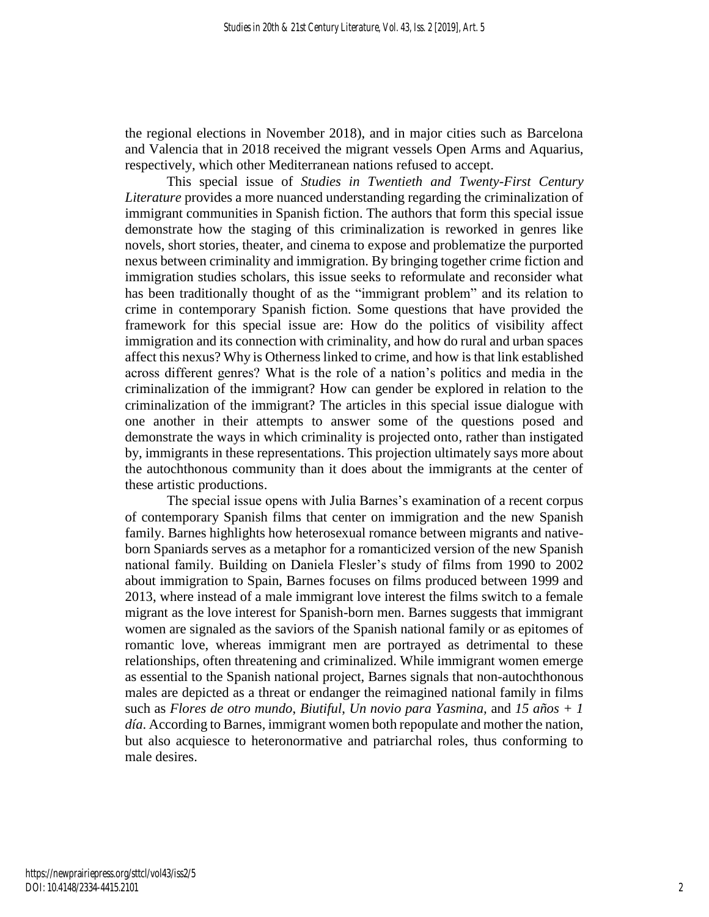the regional elections in November 2018), and in major cities such as Barcelona and Valencia that in 2018 received the migrant vessels Open Arms and Aquarius, respectively, which other Mediterranean nations refused to accept.

This special issue of *Studies in Twentieth and Twenty-First Century Literature* provides a more nuanced understanding regarding the criminalization of immigrant communities in Spanish fiction. The authors that form this special issue demonstrate how the staging of this criminalization is reworked in genres like novels, short stories, theater, and cinema to expose and problematize the purported nexus between criminality and immigration. By bringing together crime fiction and immigration studies scholars, this issue seeks to reformulate and reconsider what has been traditionally thought of as the "immigrant problem" and its relation to crime in contemporary Spanish fiction. Some questions that have provided the framework for this special issue are: How do the politics of visibility affect immigration and its connection with criminality, and how do rural and urban spaces affect this nexus? Why is Otherness linked to crime, and how is that link established across different genres? What is the role of a nation's politics and media in the criminalization of the immigrant? How can gender be explored in relation to the criminalization of the immigrant? The articles in this special issue dialogue with one another in their attempts to answer some of the questions posed and demonstrate the ways in which criminality is projected onto, rather than instigated by, immigrants in these representations. This projection ultimately says more about the autochthonous community than it does about the immigrants at the center of these artistic productions.

The special issue opens with Julia Barnes's examination of a recent corpus of contemporary Spanish films that center on immigration and the new Spanish family. Barnes highlights how heterosexual romance between migrants and native-born Spaniards serves as a metaphor for a romanticized version of the new Spanish national family. Building on Daniela Flesler's study of films from 1990 to 2002 about immigration to Spain, Barnes focuses on films produced between 1999 and 2013, where instead of a male immigrant love interest the films switch to a female migrant as the love interest for Spanish-born men. Barnes suggests that immigrant women are signaled as the saviors of the Spanish national family or as epitomes of romantic love, whereas immigrant men are portrayed as detrimental to these relationships, often threatening and criminalized. While immigrant women emerge as essential to the Spanish national project, Barnes signals that non-autochthonous males are depicted as a threat or endanger the reimagined national family in films such as *Flores de otro mundo*, *Biutiful*, *Un novio para Yasmina*, and *15 años + 1 día*. According to Barnes, immigrant women both repopulate and mother the nation, but also acquiesce to heteronormative and patriarchal roles, thus conforming to male desires.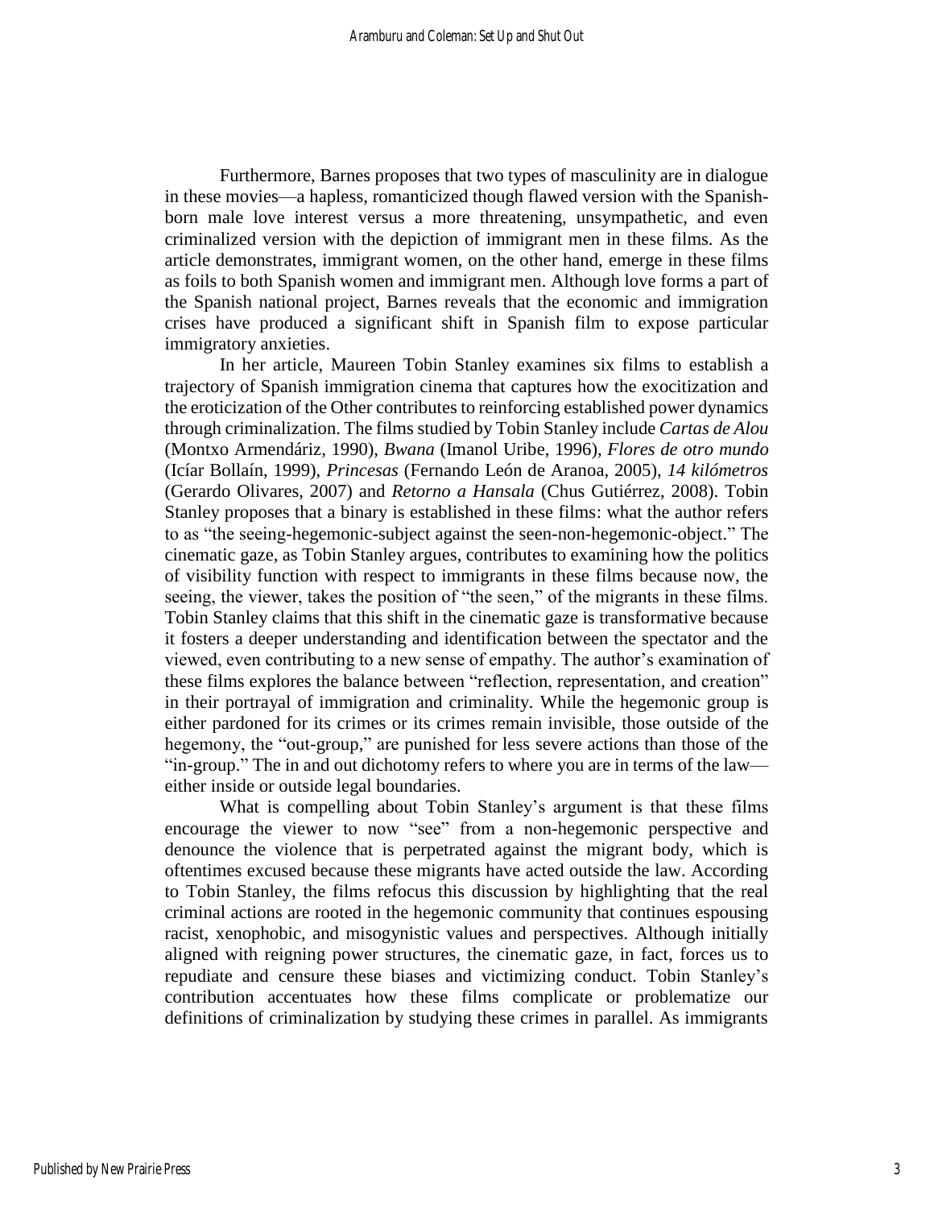Furthermore, Barnes proposes that two types of masculinity are in dialogue in these movies—a hapless, romanticized though flawed version with the Spanish-born male love interest versus a more threatening, unsympathetic, and even criminalized version with the depiction of immigrant men in these films. As the article demonstrates, immigrant women, on the other hand, emerge in these films as foils to both Spanish women and immigrant men. Although love forms a part of the Spanish national project, Barnes reveals that the economic and immigration crises have produced a significant shift in Spanish film to expose particular immigratory anxieties.

In her article, Maureen Tobin Stanley examines six films to establish a trajectory of Spanish immigration cinema that captures how the exocitization and the eroticization of the Other contributes to reinforcing established power dynamics through criminalization. The films studied by Tobin Stanley include *Cartas de Alou* (Montxo Armendáriz, 1990), *Bwana* (Imanol Uribe, 1996), *Flores de otro mundo* (Icíar Bollaín, 1999), *Princesas* (Fernando León de Aranoa, 2005), *14 kilómetros* (Gerardo Olivares, 2007) and *Retorno a Hansala* (Chus Gutiérrez, 2008). Tobin Stanley proposes that a binary is established in these films: what the author refers to as "the seeing-hegemonic-subject against the seen-non-hegemonic-object." The cinematic gaze, as Tobin Stanley argues, contributes to examining how the politics of visibility function with respect to immigrants in these films because now, the seeing, the viewer, takes the position of "the seen," of the migrants in these films. Tobin Stanley claims that this shift in the cinematic gaze is transformative because it fosters a deeper understanding and identification between the spectator and the viewed, even contributing to a new sense of empathy. The author's examination of these films explores the balance between "reflection, representation, and creation" in their portrayal of immigration and criminality. While the hegemonic group is either pardoned for its crimes or its crimes remain invisible, those outside of the hegemony, the "out-group," are punished for less severe actions than those of the "in-group." The in and out dichotomy refers to where you are in terms of the law—either inside or outside legal boundaries.

What is compelling about Tobin Stanley's argument is that these films encourage the viewer to now "see" from a non-hegemonic perspective and denounce the violence that is perpetrated against the migrant body, which is oftentimes excused because these migrants have acted outside the law. According to Tobin Stanley, the films refocus this discussion by highlighting that the real criminal actions are rooted in the hegemonic community that continues espousing racist, xenophobic, and misogynistic values and perspectives. Although initially aligned with reigning power structures, the cinematic gaze, in fact, forces us to repudiate and censure these biases and victimizing conduct. Tobin Stanley's contribution accentuates how these films complicate or problematize our definitions of criminalization by studying these crimes in parallel. As immigrants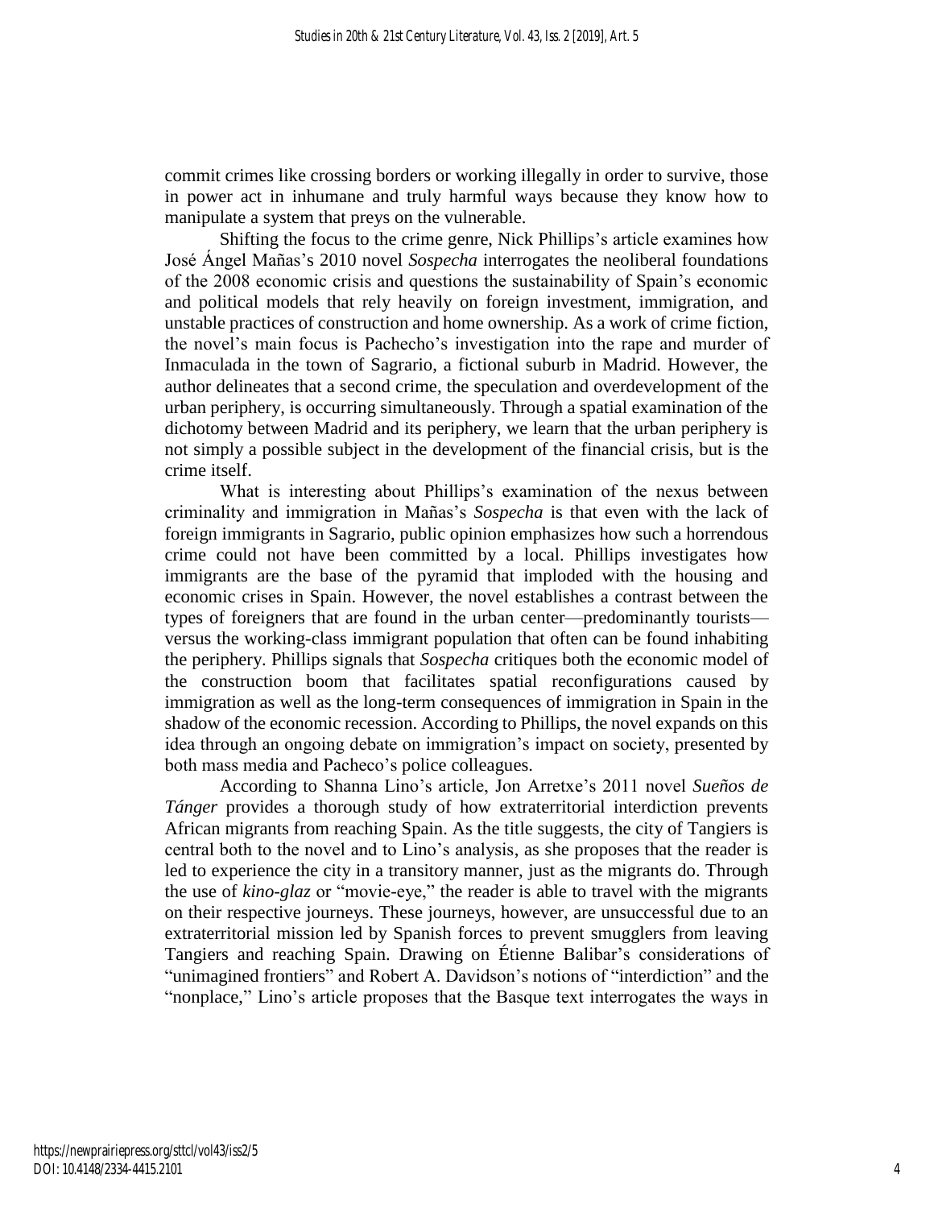commit crimes like crossing borders or working illegally in order to survive, those in power act in inhumane and truly harmful ways because they know how to manipulate a system that preys on the vulnerable.

Shifting the focus to the crime genre, Nick Phillips's article examines how José Ángel Mañas's 2010 novel *Sospecha* interrogates the neoliberal foundations of the 2008 economic crisis and questions the sustainability of Spain's economic and political models that rely heavily on foreign investment, immigration, and unstable practices of construction and home ownership. As a work of crime fiction, the novel's main focus is Pachecho's investigation into the rape and murder of Inmaculada in the town of Sagrario, a fictional suburb in Madrid. However, the author delineates that a second crime, the speculation and overdevelopment of the urban periphery, is occurring simultaneously. Through a spatial examination of the dichotomy between Madrid and its periphery, we learn that the urban periphery is not simply a possible subject in the development of the financial crisis, but is the crime itself.

What is interesting about Phillips's examination of the nexus between criminality and immigration in Mañas's *Sospecha* is that even with the lack of foreign immigrants in Sagrario, public opinion emphasizes how such a horrendous crime could not have been committed by a local. Phillips investigates how immigrants are the base of the pyramid that imploded with the housing and economic crises in Spain. However, the novel establishes a contrast between the types of foreigners that are found in the urban center—predominantly tourists—versus the working-class immigrant population that often can be found inhabiting the periphery. Phillips signals that *Sospecha* critiques both the economic model of the construction boom that facilitates spatial reconfigurations caused by immigration as well as the long-term consequences of immigration in Spain in the shadow of the economic recession. According to Phillips, the novel expands on this idea through an ongoing debate on immigration's impact on society, presented by both mass media and Pacheco's police colleagues.

According to Shanna Lino's article, Jon Arretxe's 2011 novel *Sueños de Tánger* provides a thorough study of how extraterritorial interdiction prevents African migrants from reaching Spain. As the title suggests, the city of Tangiers is central both to the novel and to Lino's analysis, as she proposes that the reader is led to experience the city in a transitory manner, just as the migrants do. Through the use of *kino-glaz* or "movie-eye," the reader is able to travel with the migrants on their respective journeys. These journeys, however, are unsuccessful due to an extraterritorial mission led by Spanish forces to prevent smugglers from leaving Tangiers and reaching Spain. Drawing on Étienne Balibar's considerations of "unimagined frontiers" and Robert A. Davidson's notions of "interdiction" and the "nonplace," Lino's article proposes that the Basque text interrogates the ways in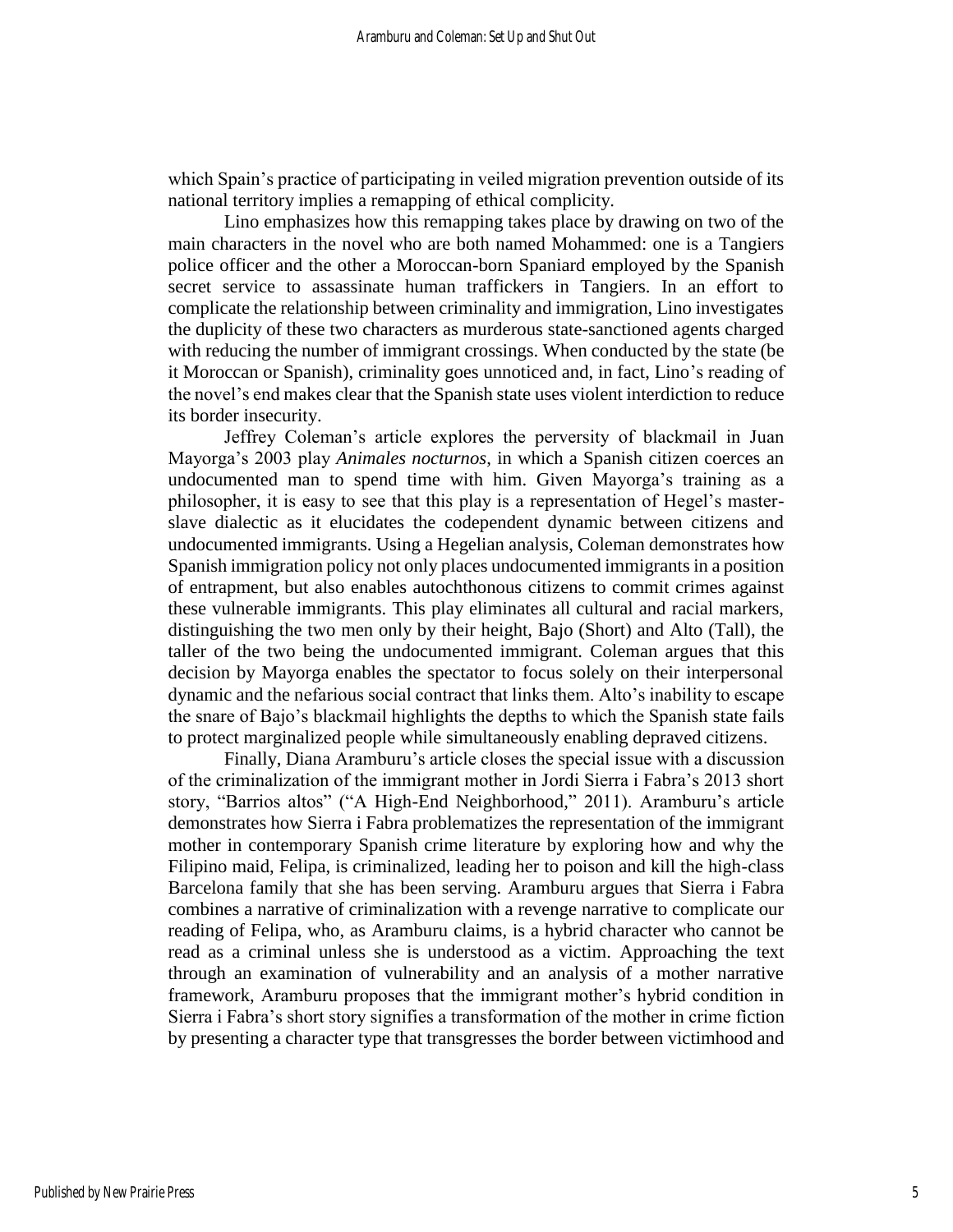which Spain's practice of participating in veiled migration prevention outside of its national territory implies a remapping of ethical complicity.

Lino emphasizes how this remapping takes place by drawing on two of the main characters in the novel who are both named Mohammed: one is a Tangiers police officer and the other a Moroccan-born Spaniard employed by the Spanish secret service to assassinate human traffickers in Tangiers. In an effort to complicate the relationship between criminality and immigration, Lino investigates the duplicity of these two characters as murderous state-sanctioned agents charged with reducing the number of immigrant crossings. When conducted by the state (be it Moroccan or Spanish), criminality goes unnoticed and, in fact, Lino's reading of the novel's end makes clear that the Spanish state uses violent interdiction to reduce its border insecurity.

Jeffrey Coleman's article explores the perversity of blackmail in Juan Mayorga's 2003 play *Animales nocturnos*, in which a Spanish citizen coerces an undocumented man to spend time with him. Given Mayorga's training as a philosopher, it is easy to see that this play is a representation of Hegel's master-slave dialectic as it elucidates the codependent dynamic between citizens and undocumented immigrants. Using a Hegelian analysis, Coleman demonstrates how Spanish immigration policy not only places undocumented immigrants in a position of entrapment, but also enables autochthonous citizens to commit crimes against these vulnerable immigrants. This play eliminates all cultural and racial markers, distinguishing the two men only by their height, Bajo (Short) and Alto (Tall), the taller of the two being the undocumented immigrant. Coleman argues that this decision by Mayorga enables the spectator to focus solely on their interpersonal dynamic and the nefarious social contract that links them. Alto's inability to escape the snare of Bajo's blackmail highlights the depths to which the Spanish state fails to protect marginalized people while simultaneously enabling depraved citizens.

Finally, Diana Aramburu's article closes the special issue with a discussion of the criminalization of the immigrant mother in Jordi Sierra i Fabra's 2013 short story, "Barrios altos" ("A High-End Neighborhood," 2011). Aramburu's article demonstrates how Sierra i Fabra problematizes the representation of the immigrant mother in contemporary Spanish crime literature by exploring how and why the Filipino maid, Felipa, is criminalized, leading her to poison and kill the high-class Barcelona family that she has been serving. Aramburu argues that Sierra i Fabra combines a narrative of criminalization with a revenge narrative to complicate our reading of Felipa, who, as Aramburu claims, is a hybrid character who cannot be read as a criminal unless she is understood as a victim. Approaching the text through an examination of vulnerability and an analysis of a mother narrative framework, Aramburu proposes that the immigrant mother's hybrid condition in Sierra i Fabra's short story signifies a transformation of the mother in crime fiction by presenting a character type that transgresses the border between victimhood and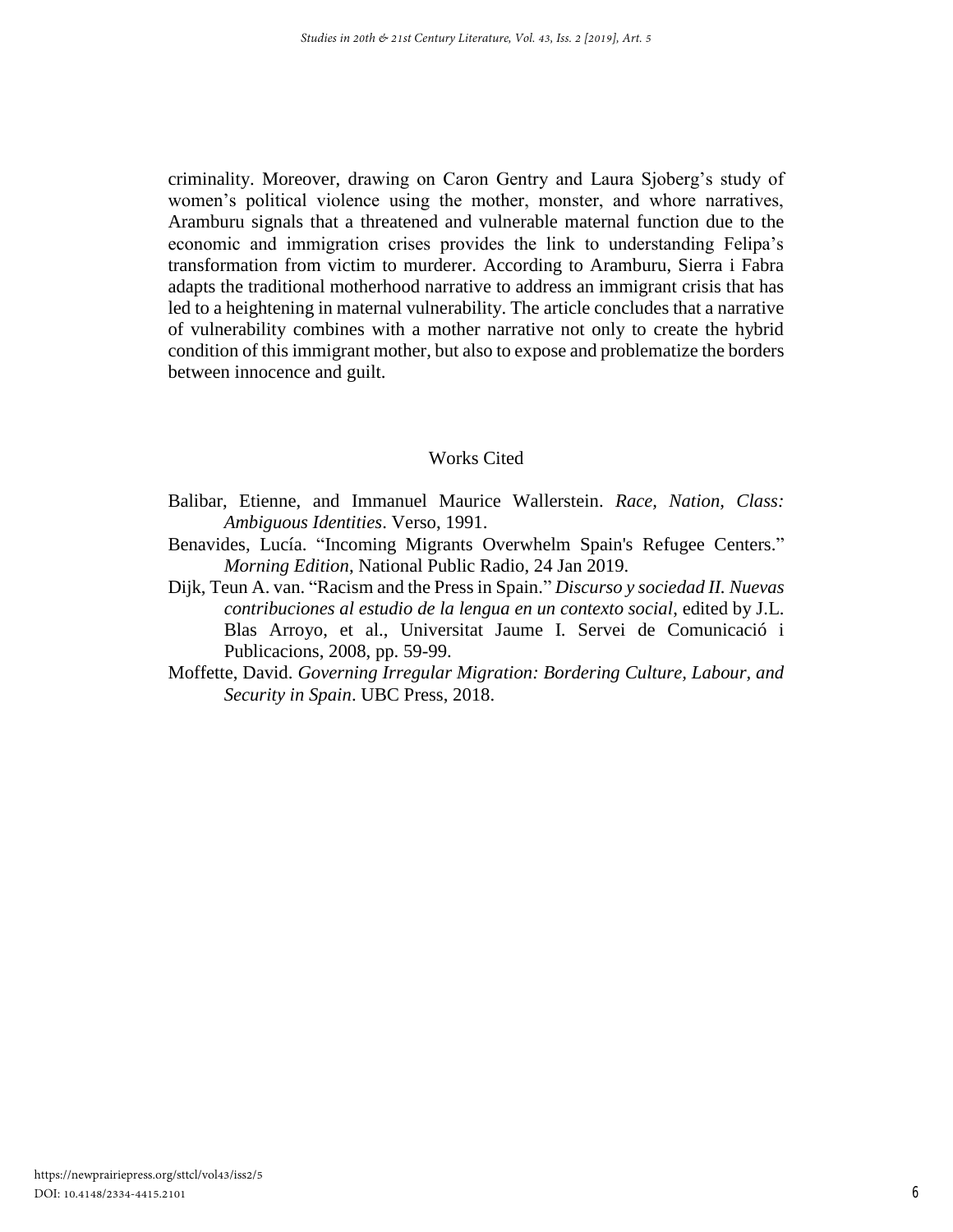criminality. Moreover, drawing on Caron Gentry and Laura Sjoberg's study of women's political violence using the mother, monster, and whore narratives, Aramburu signals that a threatened and vulnerable maternal function due to the economic and immigration crises provides the link to understanding Felipa's transformation from victim to murderer. According to Aramburu, Sierra i Fabra adapts the traditional motherhood narrative to address an immigrant crisis that has led to a heightening in maternal vulnerability. The article concludes that a narrative of vulnerability combines with a mother narrative not only to create the hybrid condition of this immigrant mother, but also to expose and problematize the borders between innocence and guilt.

## Works Cited

Balibar, Etienne, and Immanuel Maurice Wallerstein. *Race, Nation, Class: Ambiguous Identities*. Verso, 1991.

Benavides, Lucía. "Incoming Migrants Overwhelm Spain's Refugee Centers." *Morning Edition*, National Public Radio, 24 Jan 2019.

Dijk, Teun A. van. "Racism and the Press in Spain." *Discurso y sociedad II. Nuevas contribuciones al estudio de la lengua en un contexto social*, edited by J.L. Blas Arroyo, et al., Universitat Jaume I. Servei de Comunicació i Publicacions, 2008, pp. 59-99.

Moffette, David. *Governing Irregular Migration: Bordering Culture, Labour, and Security in Spain*. UBC Press, 2018.